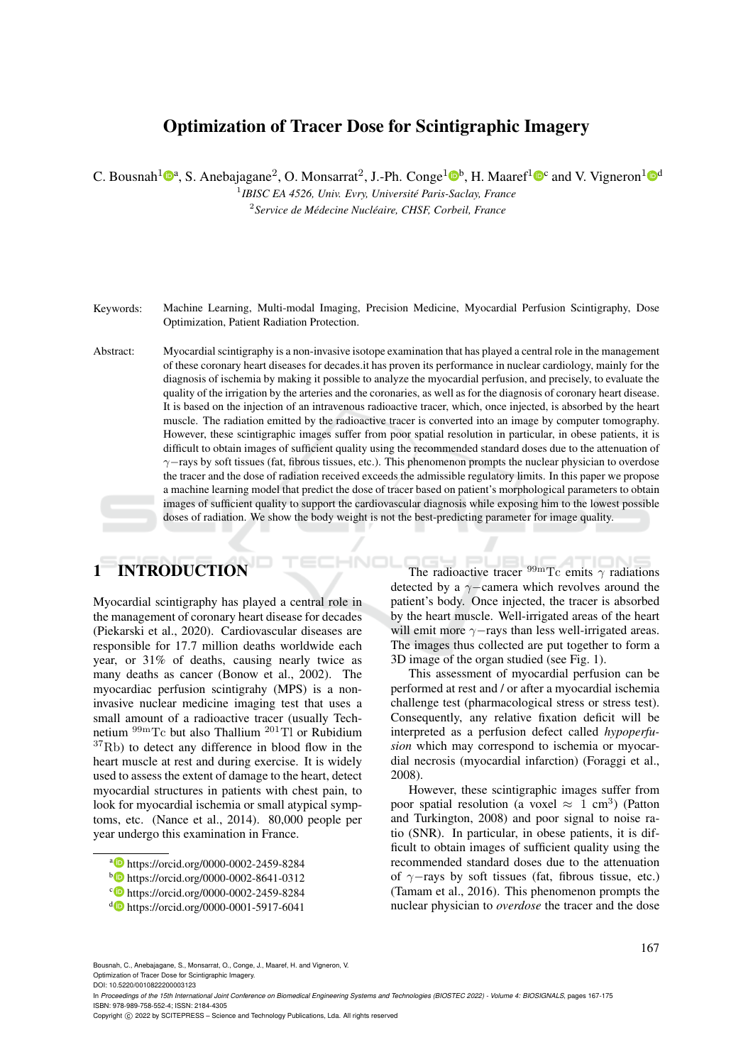# Optimization of Tracer Dose for Scintigraphic Imagery

C. Bousnah[1][a], S. Anebajagane[2], O. Monsarrat[2], J.-Ph. Conge[1][b], H. Maaref[1][c] and V. Vigneron[1][d]

[1]*IBISC EA 4526, Univ. Evry, Université Paris-Saclay, France*
[2]*Service de Médecine Nucléaire, CHSF, Corbeil, France*

Keywords: Machine Learning, Multi-modal Imaging, Precision Medicine, Myocardial Perfusion Scintigraphy, Dose Optimization, Patient Radiation Protection.

Abstract: Myocardial scintigraphy is a non-invasive isotope examination that has played a central role in the management of these coronary heart diseases for decades.it has proven its performance in nuclear cardiology, mainly for the diagnosis of ischemia by making it possible to analyze the myocardial perfusion, and precisely, to evaluate the quality of the irrigation by the arteries and the coronaries, as well as for the diagnosis of coronary heart disease. It is based on the injection of an intravenous radioactive tracer, which, once injected, is absorbed by the heart muscle. The radiation emitted by the radioactive tracer is converted into an image by computer tomography. However, these scintigraphic images suffer from poor spatial resolution in particular, in obese patients, it is difficult to obtain images of sufficient quality using the recommended standard doses due to the attenuation of $\gamma-$rays by soft tissues (fat, fibrous tissues, etc.). This phenomenon prompts the nuclear physician to overdose the tracer and the dose of radiation received exceeds the admissible regulatory limits. In this paper we propose a machine learning model that predict the dose of tracer based on patient's morphological parameters to obtain images of sufficient quality to support the cardiovascular diagnosis while exposing him to the lowest possible doses of radiation. We show the body weight is not the best-predicting parameter for image quality.

## 1 INTRODUCTION

Myocardial scintigraphy has played a central role in the management of coronary heart disease for decades (Piekarski et al., 2020). Cardiovascular diseases are responsible for 17.7 million deaths worldwide each year, or 31% of deaths, causing nearly twice as many deaths as cancer (Bonow et al., 2002). The myocardiac perfusion scintigrahy (MPS) is a non-invasive nuclear medicine imaging test that uses a small amount of a radioactive tracer (usually Technetium $^{99\mathrm{m}}\mathrm{Tc}$ but also Thallium $^{201}\mathrm{Tl}$ or Rubidium $^{37}\mathrm{Rb}$) to detect any difference in blood flow in the heart muscle at rest and during exercise. It is widely used to assess the extent of damage to the heart, detect myocardial structures in patients with chest pain, to look for myocardial ischemia or small atypical symptoms, etc. (Nance et al., 2014). 80,000 people per year undergo this examination in France.

The radioactive tracer $^{99\mathrm{m}}\mathrm{Tc}$ emits $\gamma$ radiations detected by a $\gamma-$camera which revolves around the patient's body. Once injected, the tracer is absorbed by the heart muscle. Well-irrigated areas of the heart will emit more $\gamma-$rays than less well-irrigated areas. The images thus collected are put together to form a 3D image of the organ studied (see Fig. 1).

This assessment of myocardial perfusion can be performed at rest and / or after a myocardial ischemia challenge test (pharmacological stress or stress test). Consequently, any relative fixation deficit will be interpreted as a perfusion defect called *hypoperfusion* which may correspond to ischemia or myocardial necrosis (myocardial infarction) (Foraggi et al., 2008).

However, these scintigraphic images suffer from poor spatial resolution (a voxel $\approx$ 1 cm$^3$) (Patton and Turkington, 2008) and poor signal to noise ratio (SNR). In particular, in obese patients, it is difficult to obtain images of sufficient quality using the recommended standard doses due to the attenuation of $\gamma-$rays by soft tissues (fat, fibrous tissue, etc.) (Tamam et al., 2016). This phenomenon prompts the nuclear physician to *overdose* the tracer and the dose

[a] https://orcid.org/0000-0002-2459-8284
[b] https://orcid.org/0000-0002-8641-0312
[c] https://orcid.org/0000-0002-2459-8284
[d] https://orcid.org/0000-0001-5917-6041

Bousnah, C., Anebajagane, S., Monsarrat, O., Conge, J., Maaref, H. and Vigneron, V.
Optimization of Tracer Dose for Scintigraphic Imagery.
DOI: 10.5220/0010822200003123
In *Proceedings of the 15th International Joint Conference on Biomedical Engineering Systems and Technologies (BIOSTEC 2022) - Volume 4: BIOSIGNALS*, pages 167-175
ISBN: 978-989-758-552-4; ISSN: 2184-4305
Copyright © 2022 by SCITEPRESS – Science and Technology Publications, Lda. All rights reserved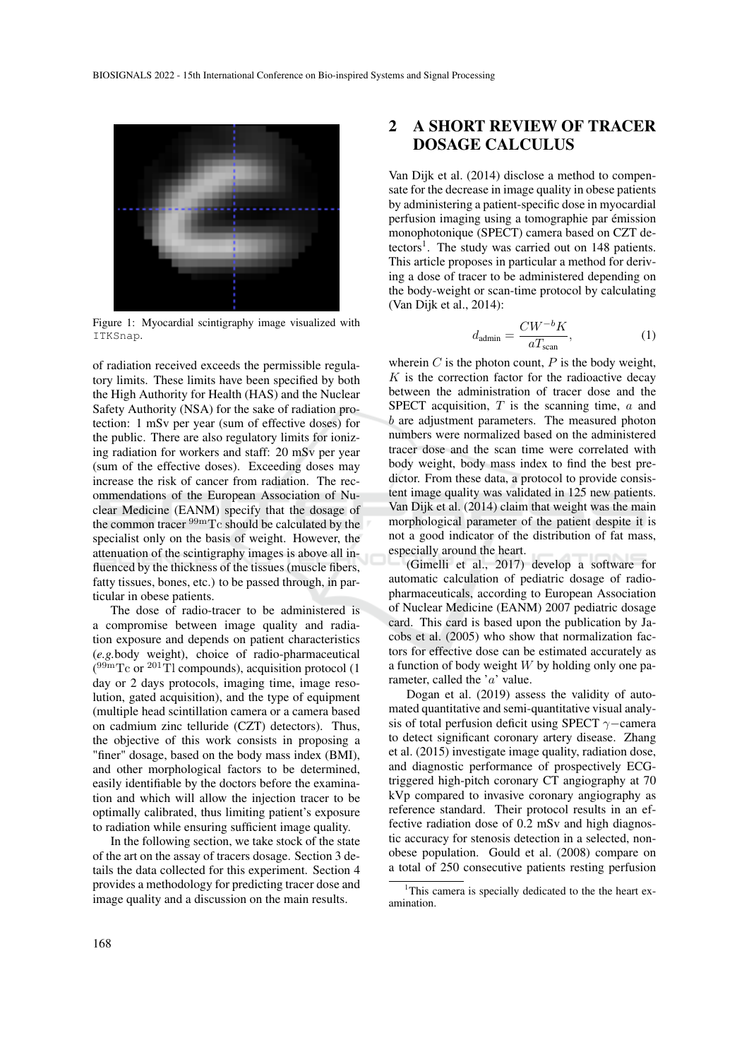Figure 1: Myocardial scintigraphy image visualized with `ITKSnap`.

of radiation received exceeds the permissible regulatory limits. These limits have been specified by both the High Authority for Health (HAS) and the Nuclear Safety Authority (NSA) for the sake of radiation protection: 1 mSv per year (sum of effective doses) for the public. There are also regulatory limits for ionizing radiation for workers and staff: 20 mSv per year (sum of the effective doses). Exceeding doses may increase the risk of cancer from radiation. The recommendations of the European Association of Nuclear Medicine (EANM) specify that the dosage of the common tracer $^{99\text{m}}\text{Tc}$ should be calculated by the specialist only on the basis of weight. However, the attenuation of the scintigraphy images is above all influenced by the thickness of the tissues (muscle fibers, fatty tissues, bones, etc.) to be passed through, in particular in obese patients.

The dose of radio-tracer to be administered is a compromise between image quality and radiation exposure and depends on patient characteristics (*e.g.*body weight), choice of radio-pharmaceutical ($^{99\text{m}}\text{Tc}$ or $^{201}\text{Tl}$ compounds), acquisition protocol (1 day or 2 days protocols, imaging time, image resolution, gated acquisition), and the type of equipment (multiple head scintillation camera or a camera based on cadmium zinc telluride (CZT) detectors). Thus, the objective of this work consists in proposing a "finer" dosage, based on the body mass index (BMI), and other morphological factors to be determined, easily identifiable by the doctors before the examination and which will allow the injection tracer to be optimally calibrated, thus limiting patient's exposure to radiation while ensuring sufficient image quality.

In the following section, we take stock of the state of the art on the assay of tracers dosage. Section 3 details the data collected for this experiment. Section 4 provides a methodology for predicting tracer dose and image quality and a discussion on the main results.

## 2 A SHORT REVIEW OF TRACER DOSAGE CALCULUS

Van Dijk et al. (2014) disclose a method to compensate for the decrease in image quality in obese patients by administering a patient-specific dose in myocardial perfusion imaging using a tomographie par émission monophotonique (SPECT) camera based on CZT detectors[1]. The study was carried out on 148 patients. This article proposes in particular a method for deriving a dose of tracer to be administered depending on the body-weight or scan-time protocol by calculating (Van Dijk et al., 2014):

$$d_{\text{admin}} = \frac{CW^{-b}K}{aT_{\text{scan}}}, \tag{1}$$

wherein $C$ is the photon count, $P$ is the body weight, $K$ is the correction factor for the radioactive decay between the administration of tracer dose and the SPECT acquisition, $T$ is the scanning time, $a$ and $b$ are adjustment parameters. The measured photon numbers were normalized based on the administered tracer dose and the scan time were correlated with body weight, body mass index to find the best predictor. From these data, a protocol to provide consistent image quality was validated in 125 new patients. Van Dijk et al. (2014) claim that weight was the main morphological parameter of the patient despite it is not a good indicator of the distribution of fat mass, especially around the heart.

(Gimelli et al., 2017) develop a software for automatic calculation of pediatric dosage of radiopharmaceuticals, according to European Association of Nuclear Medicine (EANM) 2007 pediatric dosage card. This card is based upon the publication by Jacobs et al. (2005) who show that normalization factors for effective dose can be estimated accurately as a function of body weight $W$ by holding only one parameter, called the '$a$' value.

Dogan et al. (2019) assess the validity of automated quantitative and semi-quantitative visual analysis of total perfusion deficit using SPECT $\gamma-$camera to detect significant coronary artery disease. Zhang et al. (2015) investigate image quality, radiation dose, and diagnostic performance of prospectively ECG-triggered high-pitch coronary CT angiography at 70 kVp compared to invasive coronary angiography as reference standard. Their protocol results in an effective radiation dose of 0.2 mSv and high diagnostic accuracy for stenosis detection in a selected, non-obese population. Gould et al. (2008) compare on a total of 250 consecutive patients resting perfusion

[1]This camera is specially dedicated to the the heart examination.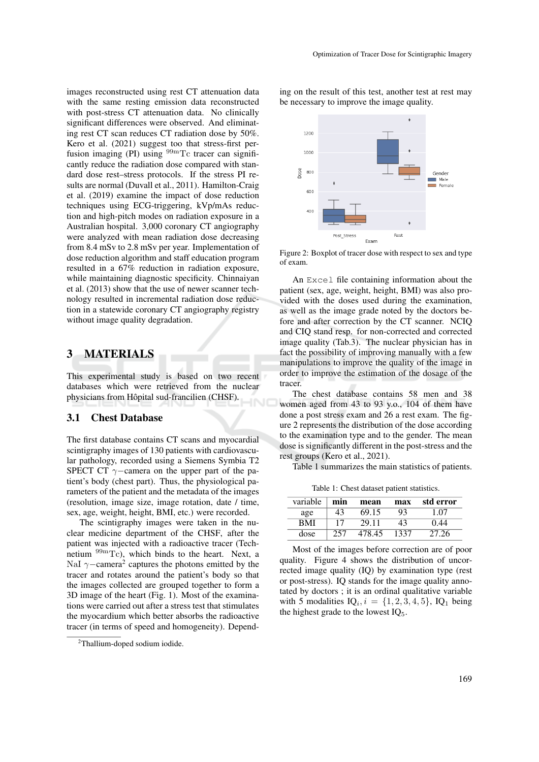images reconstructed using rest CT attenuation data with the same resting emission data reconstructed with post-stress CT attenuation data. No clinically significant differences were observed. And eliminating rest CT scan reduces CT radiation dose by 50%. Kero et al. (2021) suggest too that stress-first perfusion imaging (PI) using $^{99m}$Tc tracer can significantly reduce the radiation dose compared with standard dose rest–stress protocols. If the stress PI results are normal (Duvall et al., 2011). Hamilton-Craig et al. (2019) examine the impact of dose reduction techniques using ECG-triggering, kVp/mAs reduction and high-pitch modes on radiation exposure in a Australian hospital. 3,000 coronary CT angiography were analyzed with mean radiation dose decreasing from 8.4 mSv to 2.8 mSv per year. Implementation of dose reduction algorithm and staff education program resulted in a 67% reduction in radiation exposure, while maintaining diagnostic specificity. Chinnaiyan et al. (2013) show that the use of newer scanner technology resulted in incremental radiation dose reduction in a statewide coronary CT angiography registry without image quality degradation.

# 3 MATERIALS

This experimental study is based on two recent databases which were retrieved from the nuclear physicians from Hôpital sud-francilien (CHSF).

## 3.1 Chest Database

The first database contains CT scans and myocardial scintigraphy images of 130 patients with cardiovascular pathology, recorded using a Siemens Symbia T2 SPECT CT $\gamma-$camera on the upper part of the patient's body (chest part). Thus, the physiological parameters of the patient and the metadata of the images (resolution, image size, image rotation, date / time, sex, age, weight, height, BMI, etc.) were recorded.

The scintigraphy images were taken in the nuclear medicine department of the CHSF, after the patient was injected with a radioactive tracer (Technetium $^{99m}$Tc), which binds to the heart. Next, a NaI $\gamma-$camera[2] captures the photons emitted by the tracer and rotates around the patient's body so that the images collected are grouped together to form a 3D image of the heart (Fig. 1). Most of the examinations were carried out after a stress test that stimulates the myocardium which better absorbs the radioactive tracer (in terms of speed and homogeneity). Depending on the result of this test, another test at rest may be necessary to improve the image quality.

Figure 2: Boxplot of tracer dose with respect to sex and type of exam.

An Excel file containing information about the patient (sex, age, weight, height, BMI) was also provided with the doses used during the examination, as well as the image grade noted by the doctors before and after correction by the CT scanner. NCIQ and CIQ stand resp. for non-corrected and corrected image quality (Tab.3). The nuclear physician has in fact the possibility of improving manually with a few manipulations to improve the quality of the image in order to improve the estimation of the dosage of the tracer.

The chest database contains 58 men and 38 women aged from 43 to 93 y.o., 104 of them have done a post stress exam and 26 a rest exam. The figure 2 represents the distribution of the dose according to the examination type and to the gender. The mean dose is significantly different in the post-stress and the rest groups (Kero et al., 2021).

Table 1 summarizes the main statistics of patients.

Table 1: Chest dataset patient statistics.

| variable | min | mean | max | std error |
|---|---|---|---|---|
| age | 43 | 69.15 | 93 | 1.07 |
| BMI | 17 | 29.11 | 43 | 0.44 |
| dose | 257 | 478.45 | 1337 | 27.26 |

Most of the images before correction are of poor quality. Figure 4 shows the distribution of uncorrected image quality (IQ) by examination type (rest or post-stress). IQ stands for the image quality annotated by doctors ; it is an ordinal qualitative variable with 5 modalities $\text{IQ}_i, i = \{1, 2, 3, 4, 5\}$, $\text{IQ}_1$ being the highest grade to the lowest $\text{IQ}_5$.

[2]Thallium-doped sodium iodide.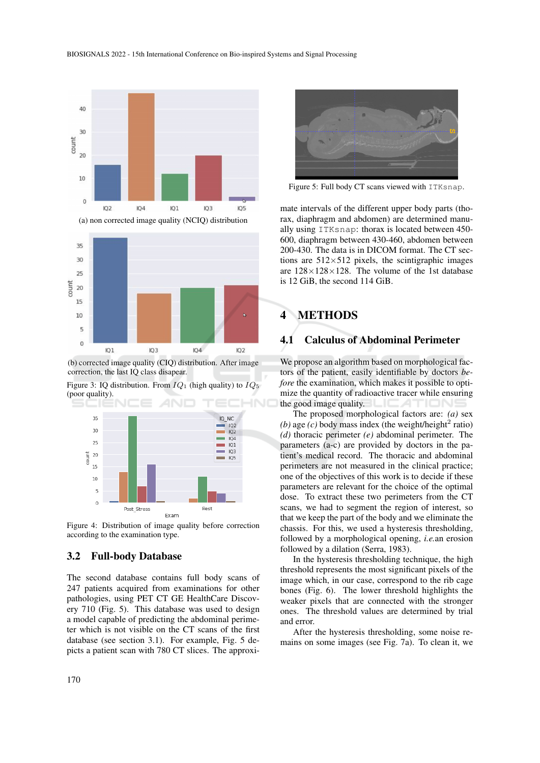(a) non corrected image quality (NCIQ) distribution

(b) corrected image quality (CIQ) distribution. After image correction, the last IQ class disapear.

Figure 3: IQ distribution. From $IQ_1$ (high quality) to $IQ_5$ (poor quality).

Figure 4: Distribution of image quality before correction according to the examination type.

### 3.2 Full-body Database

The second database contains full body scans of 247 patients acquired from examinations for other pathologies, using PET CT GE HealthCare Discovery 710 (Fig. 5). This database was used to design a model capable of predicting the abdominal perimeter which is not visible on the CT scans of the first database (see section 3.1). For example, Fig. 5 depicts a patient scan with 780 CT slices. The approximate intervals of the different upper body parts (thorax, diaphragm and abdomen) are determined manually using `ITKsnap`: thorax is located between 450-600, diaphragm between 430-460, abdomen between 200-430. The data is in DICOM format. The CT sections are 512×512 pixels, the scintigraphic images are 128×128×128. The volume of the 1st database is 12 GiB, the second 114 GiB.

Figure 5: Full body CT scans viewed with `ITKsnap`.

## 4 METHODS

### 4.1 Calculus of Abdominal Perimeter

We propose an algorithm based on morphological factors of the patient, easily identifiable by doctors *before* the examination, which makes it possible to optimize the quantity of radioactive tracer while ensuring the good image quality.

The proposed morphological factors are: *(a)* sex *(b)* age *(c)* body mass index (the weight/height$^2$ ratio) *(d)* thoracic perimeter *(e)* abdominal perimeter. The parameters (a-c) are provided by doctors in the patient's medical record. The thoracic and abdominal perimeters are not measured in the clinical practice; one of the objectives of this work is to decide if these parameters are relevant for the choice of the optimal dose. To extract these two perimeters from the CT scans, we had to segment the region of interest, so that we keep the part of the body and we eliminate the chassis. For this, we used a hysteresis thresholding, followed by a morphological opening, *i.e.*an erosion followed by a dilation (Serra, 1983).

In the hysteresis thresholding technique, the high threshold represents the most significant pixels of the image which, in our case, correspond to the rib cage bones (Fig. 6). The lower threshold highlights the weaker pixels that are connected with the stronger ones. The threshold values are determined by trial and error.

After the hysteresis thresholding, some noise remains on some images (see Fig. 7a). To clean it, we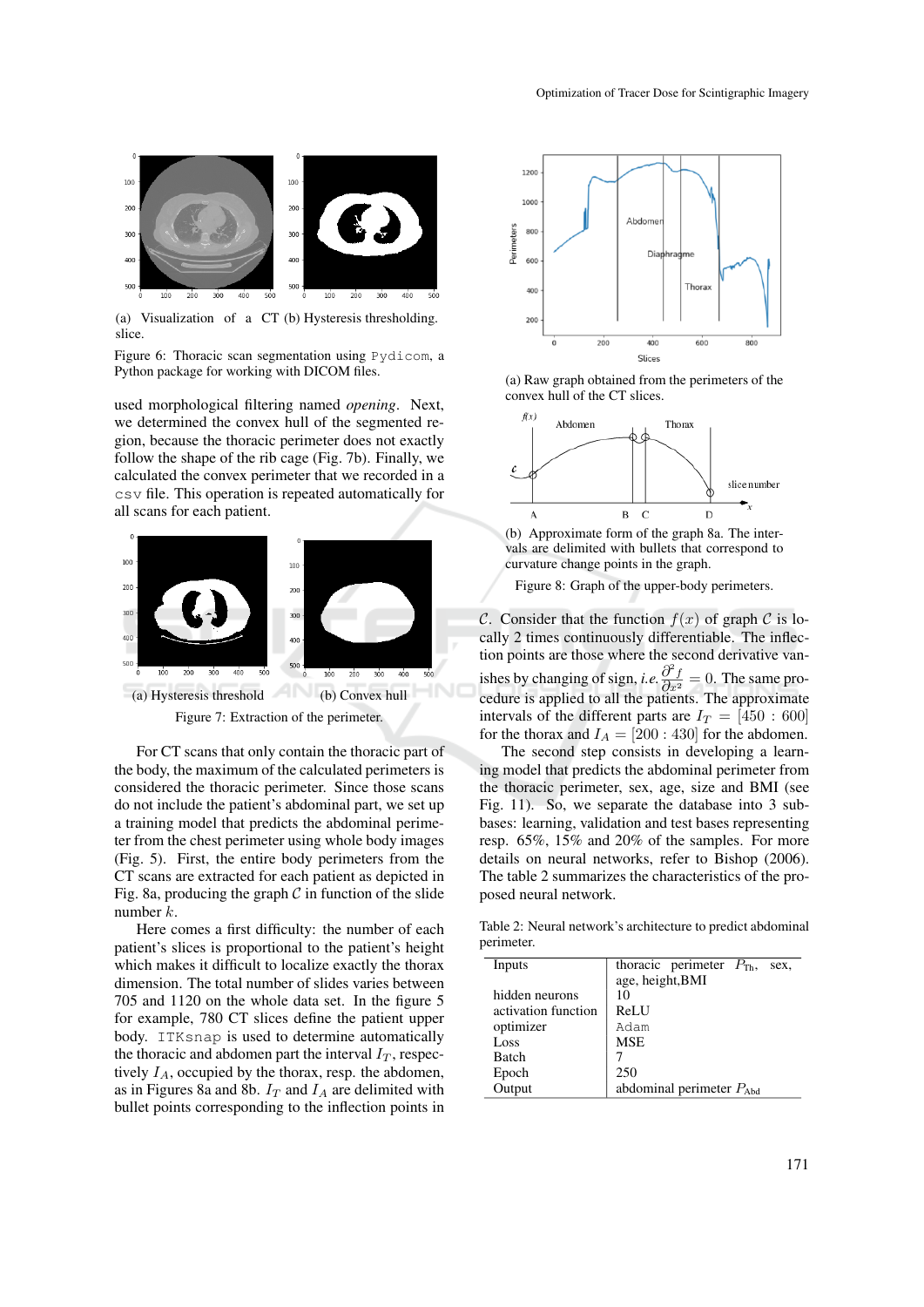(a) Visualization of a CT slice.

(b) Hysteresis thresholding.

Figure 6: Thoracic scan segmentation using Pydicom, a Python package for working with DICOM files.

used morphological filtering named *opening*. Next, we determined the convex hull of the segmented region, because the thoracic perimeter does not exactly follow the shape of the rib cage (Fig. 7b). Finally, we calculated the convex perimeter that we recorded in a csv file. This operation is repeated automatically for all scans for each patient.

(a) Hysteresis threshold

(b) Convex hull

Figure 7: Extraction of the perimeter.

For CT scans that only contain the thoracic part of the body, the maximum of the calculated perimeters is considered the thoracic perimeter. Since those scans do not include the patient's abdominal part, we set up a training model that predicts the abdominal perimeter from the chest perimeter using whole body images (Fig. 5). First, the entire body perimeters from the CT scans are extracted for each patient as depicted in Fig. 8a, producing the graph $\mathcal{C}$ in function of the slide number $k$.

Here comes a first difficulty: the number of each patient's slices is proportional to the patient's height which makes it difficult to localize exactly the thorax dimension. The total number of slides varies between 705 and 1120 on the whole data set. In the figure 5 for example, 780 CT slices define the patient upper body. ITKsnap is used to determine automatically the thoracic and abdomen part the interval $I_T$, respectively $I_A$, occupied by the thorax, resp. the abdomen, as in Figures 8a and 8b. $I_T$ and $I_A$ are delimited with bullet points corresponding to the inflection points in

(a) Raw graph obtained from the perimeters of the convex hull of the CT slices.

(b) Approximate form of the graph 8a. The intervals are delimited with bullets that correspond to curvature change points in the graph.

Figure 8: Graph of the upper-body perimeters.

$\mathcal{C}$. Consider that the function $f(x)$ of graph $\mathcal{C}$ is locally 2 times continuously differentiable. The inflection points are those where the second derivative vanishes by changing of sign, *i.e.* $\frac{\partial^2 f}{\partial x^2} = 0$. The same procedure is applied to all the patients. The approximate intervals of the different parts are $I_T = [450 : 600]$ for the thorax and $I_A = [200 : 430]$ for the abdomen.

The second step consists in developing a learning model that predicts the abdominal perimeter from the thoracic perimeter, sex, age, size and BMI (see Fig. 11). So, we separate the database into 3 subbases: learning, validation and test bases representing resp. 65%, 15% and 20% of the samples. For more details on neural networks, refer to Bishop (2006). The table 2 summarizes the characteristics of the proposed neural network.

Table 2: Neural network's architecture to predict abdominal perimeter.

| | |
|---|---|
| Inputs | thoracic perimeter $P_{\text{Th}}$, sex, age, height,BMI |
| hidden neurons | 10 |
| activation function | ReLU |
| optimizer | Adam |
| Loss | MSE |
| Batch | 7 |
| Epoch | 250 |
| Output | abdominal perimeter $P_{\text{Abd}}$ |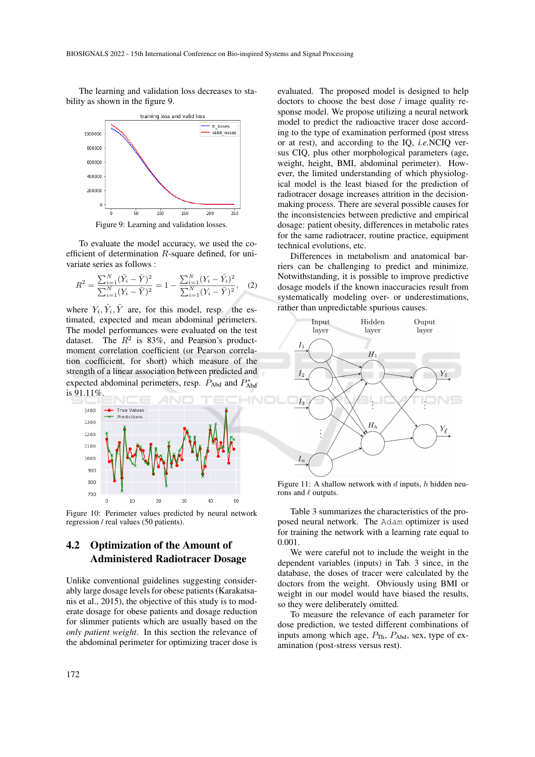The learning and validation loss decreases to stability as shown in the figure 9.

Figure 9: Learning and validation losses.

To evaluate the model accuracy, we used the coefficient of determination $R$-square defined, for univariate series as follows :

$$R^2 = \frac{\sum_{i=1}^{N}(\hat{Y}_i - \bar{Y})^2}{\sum_{i=1}^{N}(Y_i - \bar{Y})^2} = 1 - \frac{\sum_{i=1}^{N}(Y_i - \hat{Y}_i)^2}{\sum_{i=1}^{N}(Y_i - \bar{Y})^2}, \quad (2)$$

where $Y_i, \hat{Y}_i, \bar{Y}$ are, for this model, resp. the estimated, expected and mean abdominal perimeters. The model performances were evaluated on the test dataset. The $R^2$ is 83%, and Pearson's product-moment correlation coefficient (or Pearson correlation coefficient, for short) which measure of the strength of a linear association between predicted and expected abdominal perimeters, resp. $\hat{P}_{\text{Abd}}$ and $P^*_{\text{Abd}}$ is 91.11%.

Figure 10: Perimeter values predicted by neural network regression / real values (50 patients).

## 4.2 Optimization of the Amount of Administered Radiotracer Dosage

Unlike conventional guidelines suggesting considerably large dosage levels for obese patients (Karakatsanis et al., 2015), the objective of this study is to moderate dosage for obese patients and dosage reduction for slimmer patients which are usually based on the *only patient weight*. In this section the relevance of the abdominal perimeter for optimizing tracer dose is evaluated. The proposed model is designed to help doctors to choose the best dose / image quality response model. We propose utilizing a neural network model to predict the radioactive tracer dose according to the type of examination performed (post stress or at rest), and according to the IQ, *i.e.*NCIQ versus CIQ, plus other morphological parameters (age, weight, height, BMI, abdominal perimeter). However, the limited understanding of which physiological model is the least biased for the prediction of radiotracer dosage increases attrition in the decision-making process. There are several possible causes for the inconsistencies between predictive and empirical dosage: patient obesity, differences in metabolic rates for the same radiotracer, routine practice, equipment technical evolutions, etc.

Differences in metabolism and anatomical barriers can be challenging to predict and minimize. Notwithstanding, it is possible to improve predictive dosage models if the known inaccuracies result from systematically modeling over- or underestimations, rather than unpredictable spurious causes.

Figure 11: A shallow network with $d$ inputs, $h$ hidden neurons and $\ell$ outputs.

Table 3 summarizes the characteristics of the proposed neural network. The `Adam` optimizer is used for training the network with a learning rate equal to 0.001.

We were careful not to include the weight in the dependent variables (inputs) in Tab. 3 since, in the database, the doses of tracer were calculated by the doctors from the weight. Obviously using BMI or weight in our model would have biased the results, so they were deliberately omitted.

To measure the relevance of each parameter for dose prediction, we tested different combinations of inputs among which age, $P_{\text{Th}}$, $P_{\text{Abd}}$, sex, type of examination (post-stress versus rest).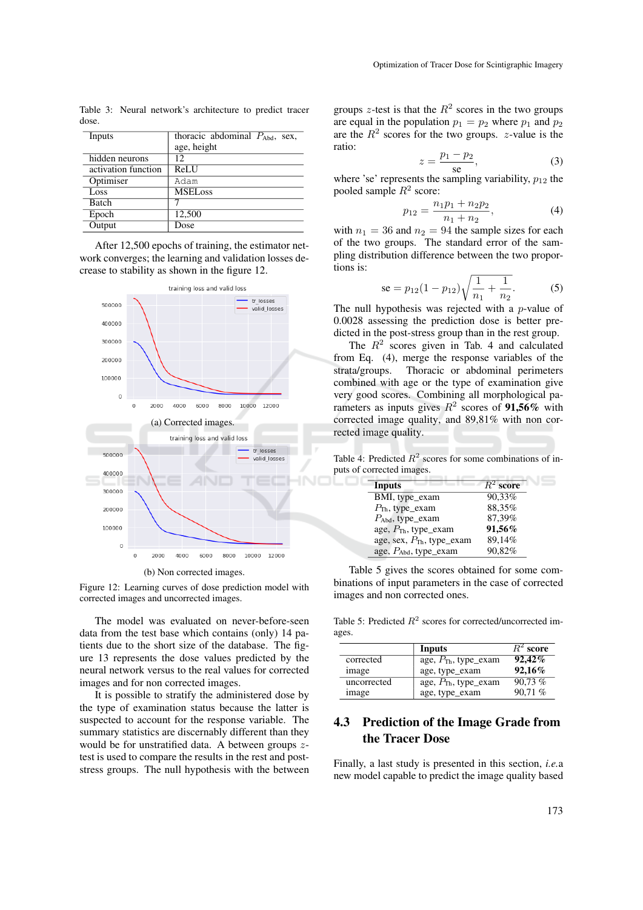Table 3: Neural network's architecture to predict tracer dose.

| Inputs | thoracic abdominal $P_{\text{Abd}}$, sex, age, height |
|---|---|
| hidden neurons | 12 |
| activation function | ReLU |
| Optimiser | Adam |
| Loss | MSELoss |
| Batch | 7 |
| Epoch | 12,500 |
| Output | Dose |

After 12,500 epochs of training, the estimator network converges; the learning and validation losses decrease to stability as shown in the figure 12.

(a) Corrected images.

(b) Non corrected images.

Figure 12: Learning curves of dose prediction model with corrected images and uncorrected images.

The model was evaluated on never-before-seen data from the test base which contains (only) 14 patients due to the short size of the database. The figure 13 represents the dose values predicted by the neural network versus to the real values for corrected images and for non corrected images.

It is possible to stratify the administered dose by the type of examination status because the latter is suspected to account for the response variable. The summary statistics are discernably different than they would be for unstratified data. A between groups $z$-test is used to compare the results in the rest and post-stress groups. The null hypothesis with the between groups $z$-test is that the $R^2$ scores in the two groups are equal in the population $p_1 = p_2$ where $p_1$ and $p_2$ are the $R^2$ scores for the two groups. $z$-value is the ratio:

$$z = \frac{p_1 - p_2}{\text{se}}, \tag{3}$$

where 'se' represents the sampling variability, $p_{12}$ the pooled sample $R^2$ score:

$$p_{12} = \frac{n_1 p_1 + n_2 p_2}{n_1 + n_2}, \tag{4}$$

with $n_1 = 36$ and $n_2 = 94$ the sample sizes for each of the two groups. The standard error of the sampling distribution difference between the two proportions is:

$$\text{se} = p_{12}(1 - p_{12})\sqrt{\frac{1}{n_1} + \frac{1}{n_2}}. \tag{5}$$

The null hypothesis was rejected with a $p$-value of 0.0028 assessing the prediction dose is better predicted in the post-stress group than in the rest group.

The $R^2$ scores given in Tab. 4 and calculated from Eq. (4), merge the response variables of the strata/groups. Thoracic or abdominal perimeters combined with age or the type of examination give very good scores. Combining all morphological parameters as inputs gives $R^2$ scores of **91,56%** with corrected image quality, and 89,81% with non corrected image quality.

Table 4: Predicted $R^2$ scores for some combinations of inputs of corrected images.

| Inputs | $R^2$ score |
|---|---|
| BMI, type_exam | 90,33% |
| $P_{\text{Th}}$, type_exam | 88,35% |
| $P_{\text{Abd}}$, type_exam | 87,39% |
| age, $P_{\text{Th}}$, type_exam | **91,56%** |
| age, sex, $P_{\text{Th}}$, type_exam | 89,14% |
| age, $P_{\text{Abd}}$, type_exam | 90,82% |

Table 5 gives the scores obtained for some combinations of input parameters in the case of corrected images and non corrected ones.

Table 5: Predicted $R^2$ scores for corrected/uncorrected images.

| | Inputs | $R^2$ score |
|---|---|---|
| corrected image | age, $P_{\text{Th}}$, type_exam | **92,42%** |
| | age, type_exam | **92,16%** |
| uncorrected image | age, $P_{\text{Th}}$, type_exam | 90,73 % |
| | age, type_exam | 90,71 % |

## 4.3 Prediction of the Image Grade from the Tracer Dose

Finally, a last study is presented in this section, *i.e.*a new model capable to predict the image quality based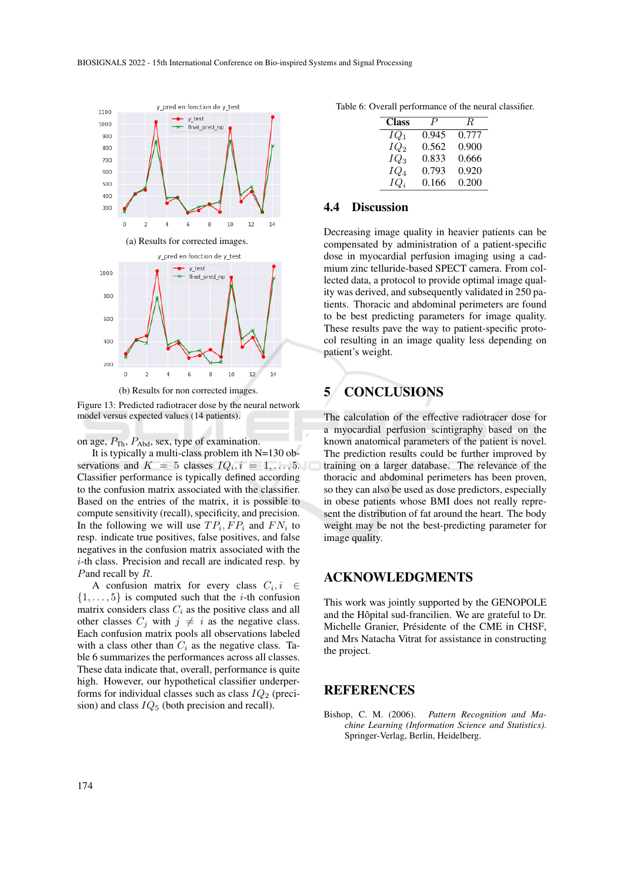(a) Results for corrected images.

(b) Results for non corrected images.

Figure 13: Predicted radiotracer dose by the neural network model versus expected values (14 patients).

on age, $P_{\text{Th}}$, $P_{\text{Abd}}$, sex, type of examination.

It is typically a multi-class problem ith N=130 observations and $K = 5$ classes $IQ_i, i = 1, \ldots, 5$. Classifier performance is typically defined according to the confusion matrix associated with the classifier. Based on the entries of the matrix, it is possible to compute sensitivity (recall), specificity, and precision. In the following we will use $TP_i, FP_i$ and $FN_i$ to resp. indicate true positives, false positives, and false negatives in the confusion matrix associated with the $i$-th class. Precision and recall are indicated resp. by $P$and recall by $R$.

A confusion matrix for every class $C_i, i \in \{1, \ldots, 5\}$ is computed such that the $i$-th confusion matrix considers class $C_i$ as the positive class and all other classes $C_j$ with $j \neq i$ as the negative class. Each confusion matrix pools all observations labeled with a class other than $C_i$ as the negative class. Table 6 summarizes the performances across all classes. These data indicate that, overall, performance is quite high. However, our hypothetical classifier underperforms for individual classes such as class $IQ_2$ (precision) and class $IQ_5$ (both precision and recall).

Table 6: Overall performance of the neural classifier.

| Class | $P$ | $R$ |
|---|---|---|
| $IQ_1$ | 0.945 | 0.777 |
| $IQ_2$ | 0.562 | 0.900 |
| $IQ_3$ | 0.833 | 0.666 |
| $IQ_4$ | 0.793 | 0.920 |
| $IQ_i$ | 0.166 | 0.200 |

### 4.4 Discussion

Decreasing image quality in heavier patients can be compensated by administration of a patient-specific dose in myocardial perfusion imaging using a cadmium zinc telluride-based SPECT camera. From collected data, a protocol to provide optimal image quality was derived, and subsequently validated in 250 patients. Thoracic and abdominal perimeters are found to be best predicting parameters for image quality. These results pave the way to patient-specific protocol resulting in an image quality less depending on patient's weight.

## 5 CONCLUSIONS

The calculation of the effective radiotracer dose for a myocardial perfusion scintigraphy based on the known anatomical parameters of the patient is novel. The prediction results could be further improved by training on a larger database. The relevance of the thoracic and abdominal perimeters has been proven, so they can also be used as dose predictors, especially in obese patients whose BMI does not really represent the distribution of fat around the heart. The body weight may be not the best-predicting parameter for image quality.

## ACKNOWLEDGMENTS

This work was jointly supported by the GENOPOLE and the Hôpital sud-francilien. We are grateful to Dr. Michelle Granier, Présidente of the CME in CHSF, and Mrs Natacha Vitrat for assistance in constructing the project.

## REFERENCES

Bishop, C. M. (2006). *Pattern Recognition and Machine Learning (Information Science and Statistics)*. Springer-Verlag, Berlin, Heidelberg.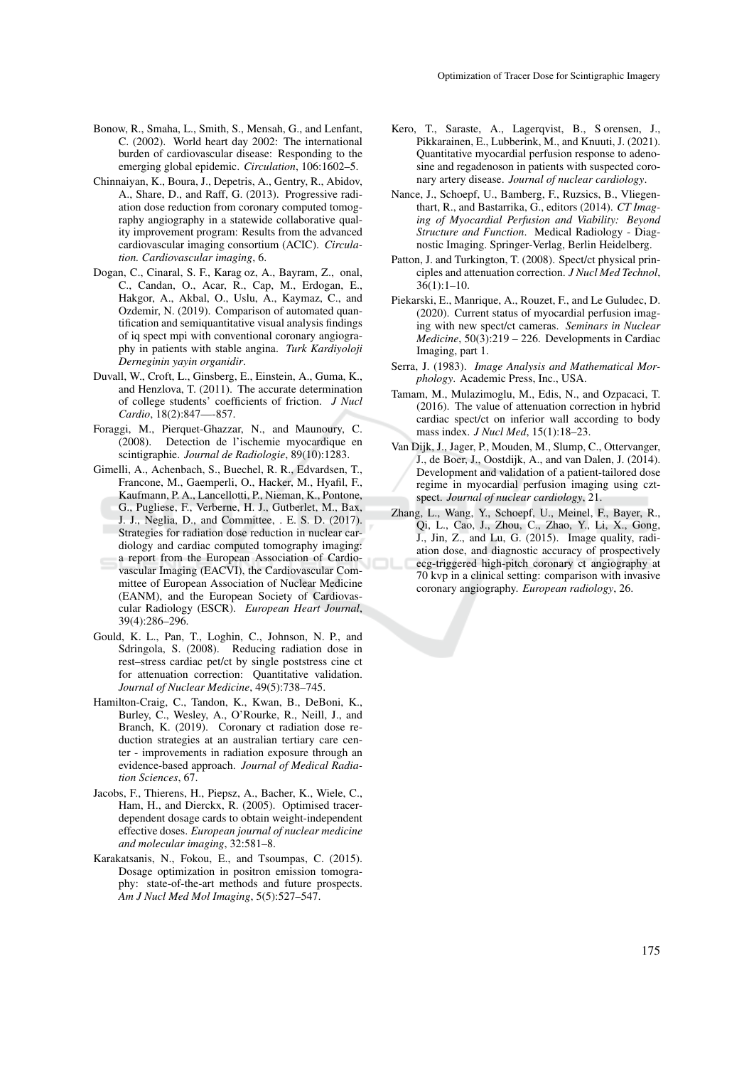Bonow, R., Smaha, L., Smith, S., Mensah, G., and Lenfant, C. (2002). World heart day 2002: The international burden of cardiovascular disease: Responding to the emerging global epidemic. *Circulation*, 106:1602–5.

Chinnaiyan, K., Boura, J., Depetris, A., Gentry, R., Abidov, A., Share, D., and Raff, G. (2013). Progressive radiation dose reduction from coronary computed tomography angiography in a statewide collaborative quality improvement program: Results from the advanced cardiovascular imaging consortium (ACIC). *Circulation. Cardiovascular imaging*, 6.

Dogan, C., Cinaral, S. F., Karag oz, A., Bayram, Z., onal, C., Candan, O., Acar, R., Cap, M., Erdogan, E., Hakgor, A., Akbal, O., Uslu, A., Kaymaz, C., and Ozdemir, N. (2019). Comparison of automated quantification and semiquantitative visual analysis findings of iq spect mpi with conventional coronary angiography in patients with stable angina. *Turk Kardiyoloji Derneginin yayin organidir*.

Duvall, W., Croft, L., Ginsberg, E., Einstein, A., Guma, K., and Henzlova, T. (2011). The accurate determination of college students' coefficients of friction. *J Nucl Cardio*, 18(2):847—-857.

Foraggi, M., Pierquet-Ghazzar, N., and Maunoury, C. (2008). Detection de l'ischemie myocardique en scintigraphie. *Journal de Radiologie*, 89(10):1283.

Gimelli, A., Achenbach, S., Buechel, R. R., Edvardsen, T., Francone, M., Gaemperli, O., Hacker, M., Hyafil, F., Kaufmann, P. A., Lancellotti, P., Nieman, K., Pontone, G., Pugliese, F., Verberne, H. J., Gutberlet, M., Bax, J. J., Neglia, D., and Committee, . E. S. D. (2017). Strategies for radiation dose reduction in nuclear cardiology and cardiac computed tomography imaging: a report from the European Association of Cardiovascular Imaging (EACVI), the Cardiovascular Committee of European Association of Nuclear Medicine (EANM), and the European Society of Cardiovascular Radiology (ESCR). *European Heart Journal*, 39(4):286–296.

Gould, K. L., Pan, T., Loghin, C., Johnson, N. P., and Sdringola, S. (2008). Reducing radiation dose in rest–stress cardiac pet/ct by single poststress cine ct for attenuation correction: Quantitative validation. *Journal of Nuclear Medicine*, 49(5):738–745.

Hamilton-Craig, C., Tandon, K., Kwan, B., DeBoni, K., Burley, C., Wesley, A., O'Rourke, R., Neill, J., and Branch, K. (2019). Coronary ct radiation dose reduction strategies at an australian tertiary care center - improvements in radiation exposure through an evidence-based approach. *Journal of Medical Radiation Sciences*, 67.

Jacobs, F., Thierens, H., Piepsz, A., Bacher, K., Wiele, C., Ham, H., and Dierckx, R. (2005). Optimised tracer-dependent dosage cards to obtain weight-independent effective doses. *European journal of nuclear medicine and molecular imaging*, 32:581–8.

Karakatsanis, N., Fokou, E., and Tsoumpas, C. (2015). Dosage optimization in positron emission tomography: state-of-the-art methods and future prospects. *Am J Nucl Med Mol Imaging*, 5(5):527–547.

Kero, T., Saraste, A., Lagerqvist, B., S orensen, J., Pikkarainen, E., Lubberink, M., and Knuuti, J. (2021). Quantitative myocardial perfusion response to adenosine and regadenoson in patients with suspected coronary artery disease. *Journal of nuclear cardiology*.

Nance, J., Schoepf, U., Bamberg, F., Ruzsics, B., Vliegenthart, R., and Bastarrika, G., editors (2014). *CT Imaging of Myocardial Perfusion and Viability: Beyond Structure and Function*. Medical Radiology - Diagnostic Imaging. Springer-Verlag, Berlin Heidelberg.

Patton, J. and Turkington, T. (2008). Spect/ct physical principles and attenuation correction. *J Nucl Med Technol*, 36(1):1–10.

Piekarski, E., Manrique, A., Rouzet, F., and Le Guludec, D. (2020). Current status of myocardial perfusion imaging with new spect/ct cameras. *Seminars in Nuclear Medicine*, 50(3):219 – 226. Developments in Cardiac Imaging, part 1.

Serra, J. (1983). *Image Analysis and Mathematical Morphology*. Academic Press, Inc., USA.

Tamam, M., Mulazimoglu, M., Edis, N., and Ozpacaci, T. (2016). The value of attenuation correction in hybrid cardiac spect/ct on inferior wall according to body mass index. *J Nucl Med*, 15(1):18–23.

Van Dijk, J., Jager, P., Mouden, M., Slump, C., Ottervanger, J., de Boer, J., Oostdijk, A., and van Dalen, J. (2014). Development and validation of a patient-tailored dose regime in myocardial perfusion imaging using czt-spect. *Journal of nuclear cardiology*, 21.

Zhang, L., Wang, Y., Schoepf, U., Meinel, F., Bayer, R., Qi, L., Cao, J., Zhou, C., Zhao, Y., Li, X., Gong, J., Jin, Z., and Lu, G. (2015). Image quality, radiation dose, and diagnostic accuracy of prospectively ecg-triggered high-pitch coronary ct angiography at 70 kvp in a clinical setting: comparison with invasive coronary angiography. *European radiology*, 26.